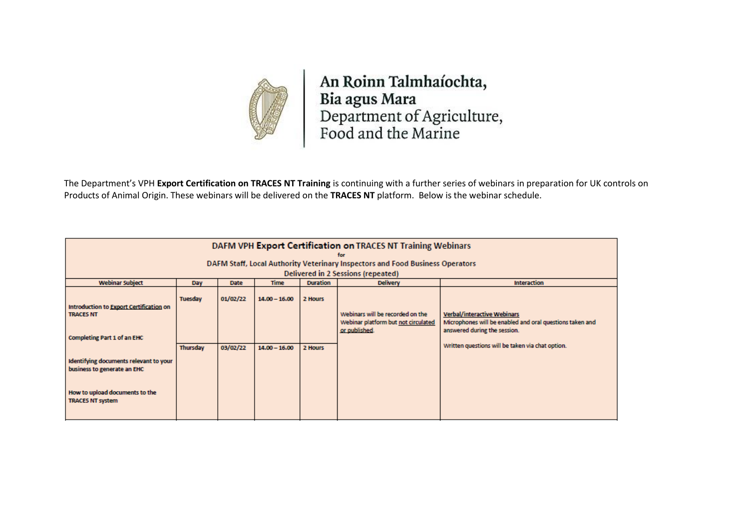An Roinn Talmhaíochta,
Bia agus Mara
Department of Agriculture,
Food and the Marine

The Department's VPH **Export Certification on TRACES NT Training** is continuing with a further series of webinars in preparation for UK controls on Products of Animal Origin. These webinars will be delivered on the **TRACES NT** platform. Below is the webinar schedule.

| DAFM VPH **Export Certification on** TRACES NT Training Webinars for DAFM Staff, Local Authority Veterinary Inspectors and Food Business Operators Delivered in 2 Sessions (repeated) | | | | | | |
|---|---|---|---|---|---|---|
| **Webinar Subject** | **Day** | **Date** | **Time** | **Duration** | **Delivery** | **Interaction** |
| **Introduction to Export Certification on TRACES NT**<br><br>**Completing Part 1 of an EHC**<br><br>**Identifying documents relevant to your business to generate an EHC**<br><br>**How to upload documents to the TRACES NT system** | **Tuesday**<br><br>**Thursday** | **01/02/22**<br><br>**03/02/22** | **14.00 – 16.00**<br><br>**14.00 – 16.00** | **2 Hours**<br><br>**2 Hours** | Webinars will be recorded on the Webinar platform but not circulated or published. | Verbal/interactive Webinars<br>Microphones will be enabled and oral questions taken and answered during the session.<br><br>Written questions will be taken via chat option. |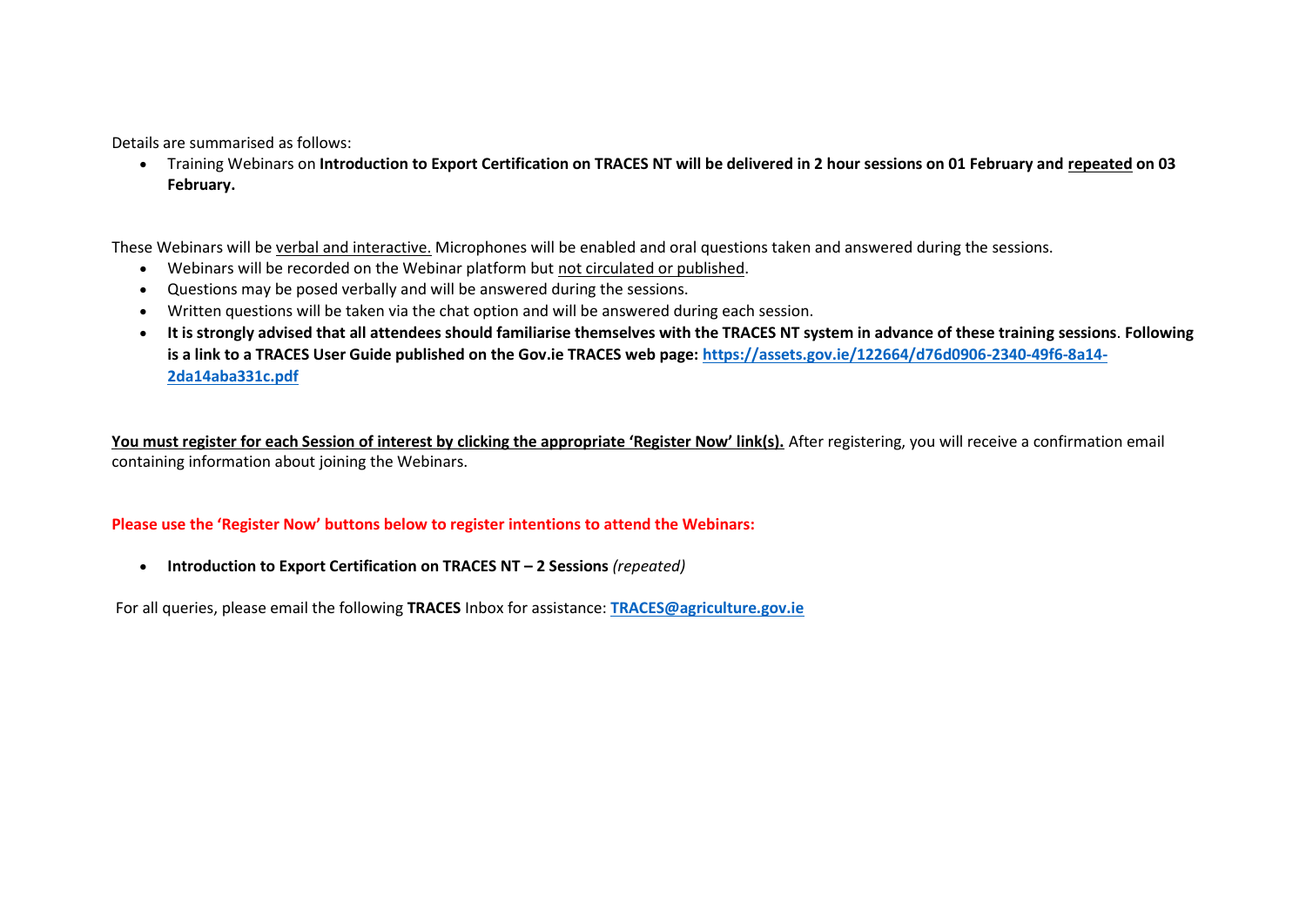Details are summarised as follows:

- Training Webinars on **Introduction to Export Certification on TRACES NT will be delivered in 2 hour sessions on 01 February and repeated on 03 February.**

These Webinars will be verbal and interactive. Microphones will be enabled and oral questions taken and answered during the sessions.

- Webinars will be recorded on the Webinar platform but not circulated or published.
- Questions may be posed verbally and will be answered during the sessions.
- Written questions will be taken via the chat option and will be answered during each session.
- **It is strongly advised that all attendees should familiarise themselves with the TRACES NT system in advance of these training sessions**. **Following is a link to a TRACES User Guide published on the Gov.ie TRACES web page: [https://assets.gov.ie/122664/d76d0906-2340-49f6-8a14-2da14aba331c.pdf](https://assets.gov.ie/122664/d76d0906-2340-49f6-8a14-2da14aba331c.pdf)**

**You must register for each Session of interest by clicking the appropriate 'Register Now' link(s).** After registering, you will receive a confirmation email containing information about joining the Webinars.

**Please use the 'Register Now' buttons below to register intentions to attend the Webinars:**

- **Introduction to Export Certification on TRACES NT – 2 Sessions** *(repeated)*

For all queries, please email the following **TRACES** Inbox for assistance: **TRACES@agriculture.gov.ie**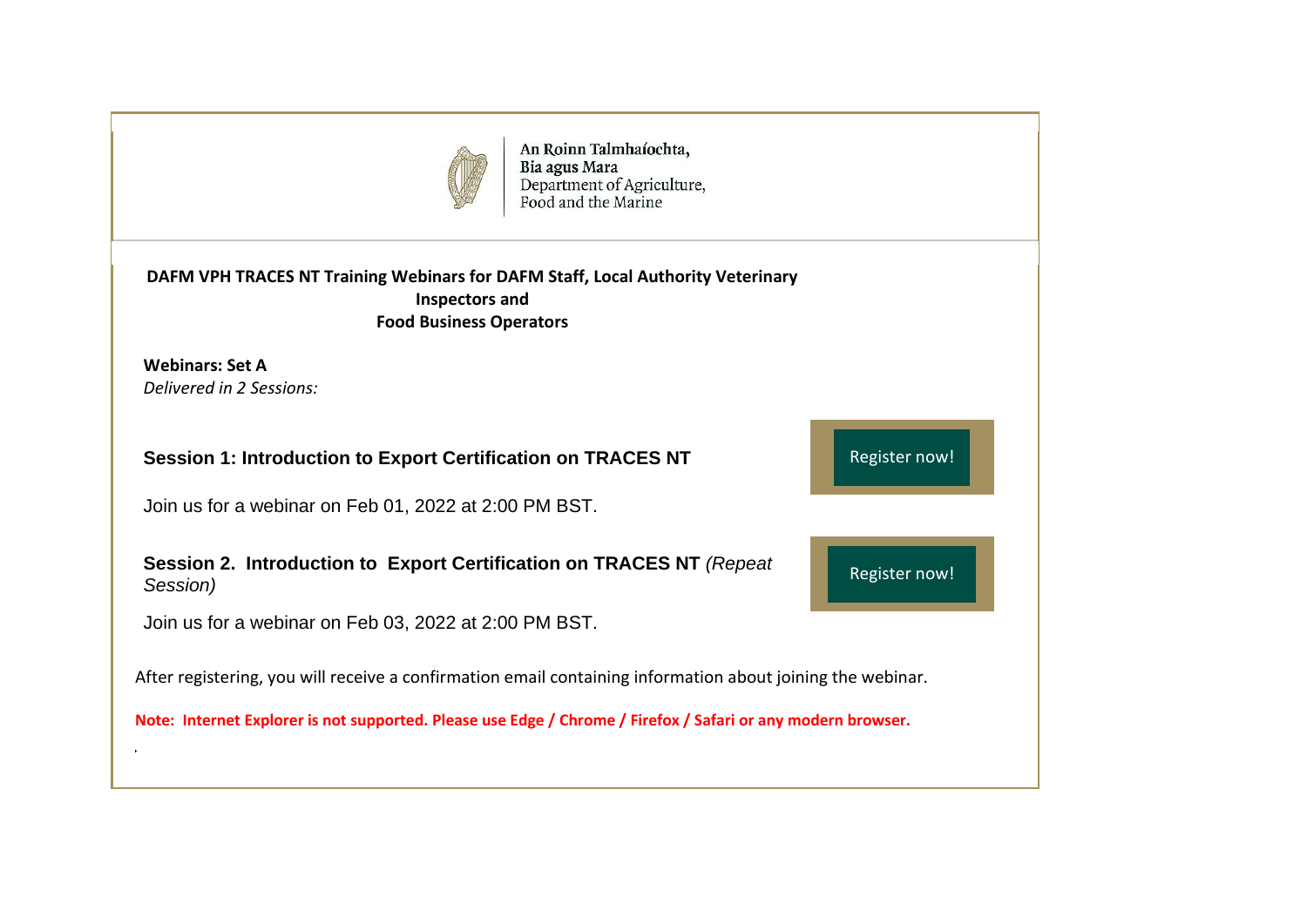An Roinn Talmhaíochta,
Bia agus Mara
Department of Agriculture,
Food and the Marine

**DAFM VPH TRACES NT Training Webinars for DAFM Staff, Local Authority Veterinary Inspectors and Food Business Operators**

**Webinars: Set A**
*Delivered in 2 Sessions:*

### Session 1: Introduction to Export Certification on TRACES NT

Register now!

Join us for a webinar on Feb 01, 2022 at 2:00 PM BST.

### Session 2. Introduction to Export Certification on TRACES NT *(Repeat Session)*

Register now!

Join us for a webinar on Feb 03, 2022 at 2:00 PM BST.

After registering, you will receive a confirmation email containing information about joining the webinar.

**Note: Internet Explorer is not supported. Please use Edge / Chrome / Firefox / Safari or any modern browser.**